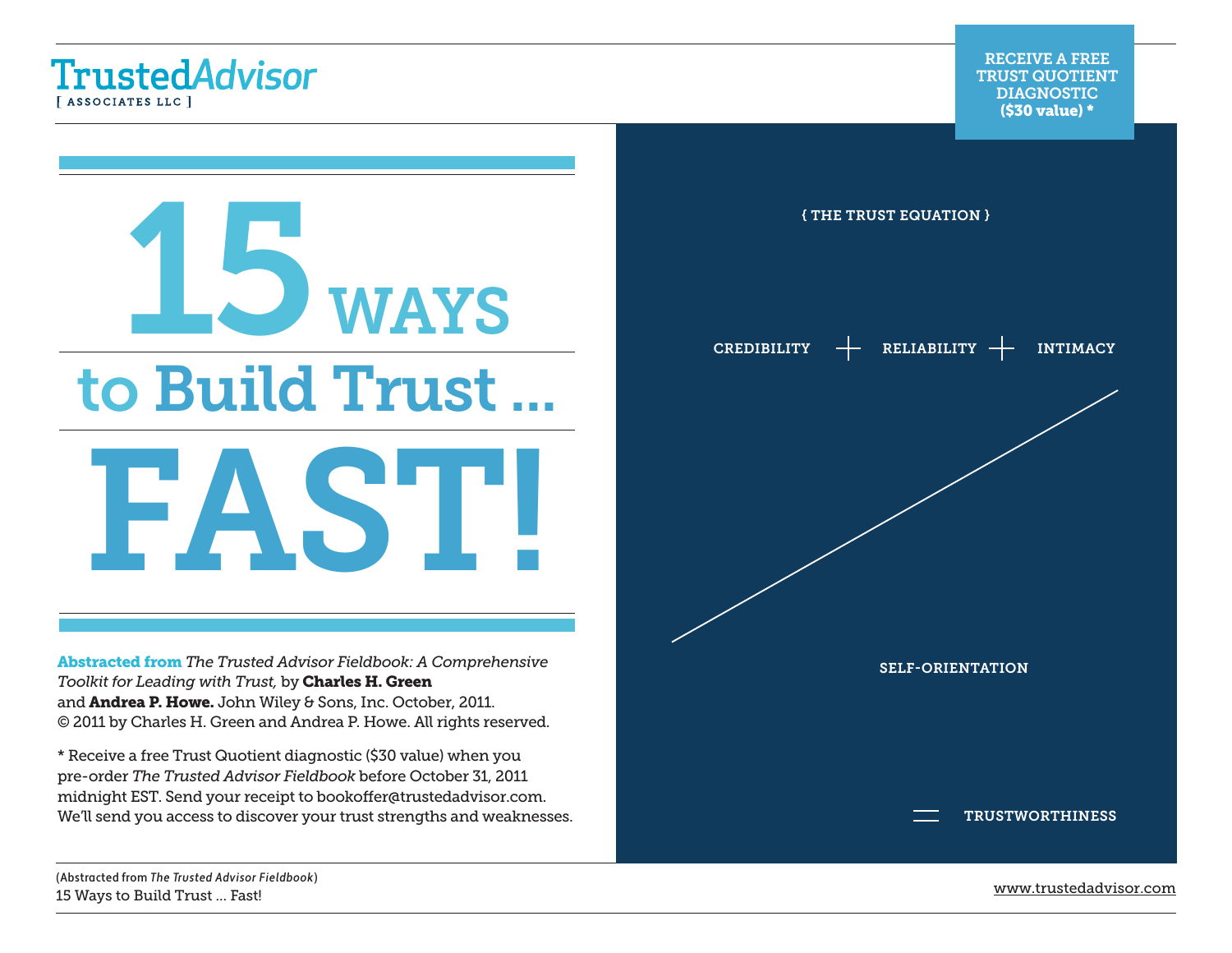TrustedAdvisor
[ ASSOCIATES LLC ]

**RECEIVE A FREE TRUST QUOTIENT DIAGNOSTIC ($30 value) ***

# 15 WAYS to Build Trust ... FAST!

{ THE TRUST EQUATION }

$$\frac{\text{CREDIBILITY} + \text{RELIABILITY} + \text{INTIMACY}}{\text{SELF-ORIENTATION}} = \text{TRUSTWORTHINESS}$$

**Abstracted from** *The Trusted Advisor Fieldbook: A Comprehensive Toolkit for Leading with Trust,* by **Charles H. Green** and **Andrea P. Howe.** John Wiley & Sons, Inc. October, 2011. © 2011 by Charles H. Green and Andrea P. Howe. All rights reserved.

* Receive a free Trust Quotient diagnostic ($30 value) when you pre-order *The Trusted Advisor Fieldbook* before October 31, 2011 midnight EST. Send your receipt to bookoffer@trustedadvisor.com. We'll send you access to discover your trust strengths and weaknesses.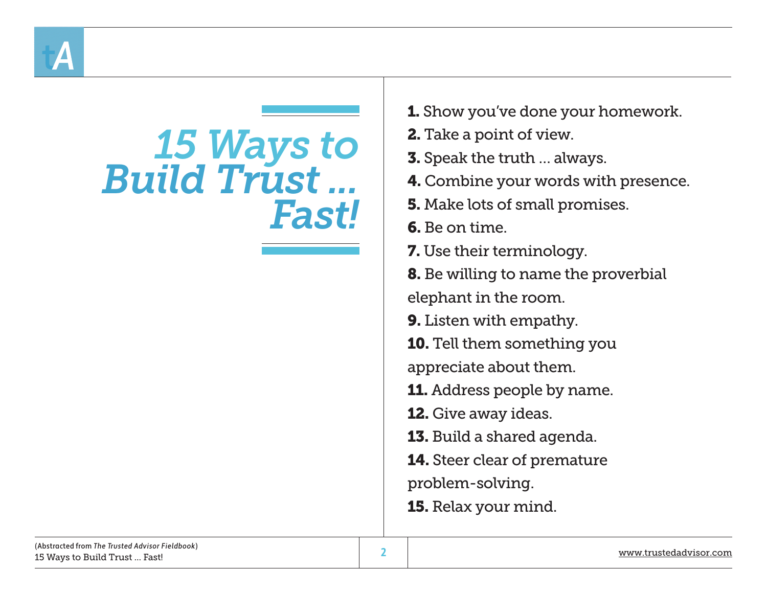# *15 Ways to Build Trust … Fast!*

**1.** Show you've done your homework.

**2.** Take a point of view.

**3.** Speak the truth … always.

**4.** Combine your words with presence.

**5.** Make lots of small promises.

**6.** Be on time.

**7.** Use their terminology.

**8.** Be willing to name the proverbial elephant in the room.

**9.** Listen with empathy.

**10.** Tell them something you appreciate about them.

**11.** Address people by name.

**12.** Give away ideas.

**13.** Build a shared agenda.

**14.** Steer clear of premature problem-solving.

**15.** Relax your mind.

(Abstracted from *The Trusted Advisor Fieldbook*)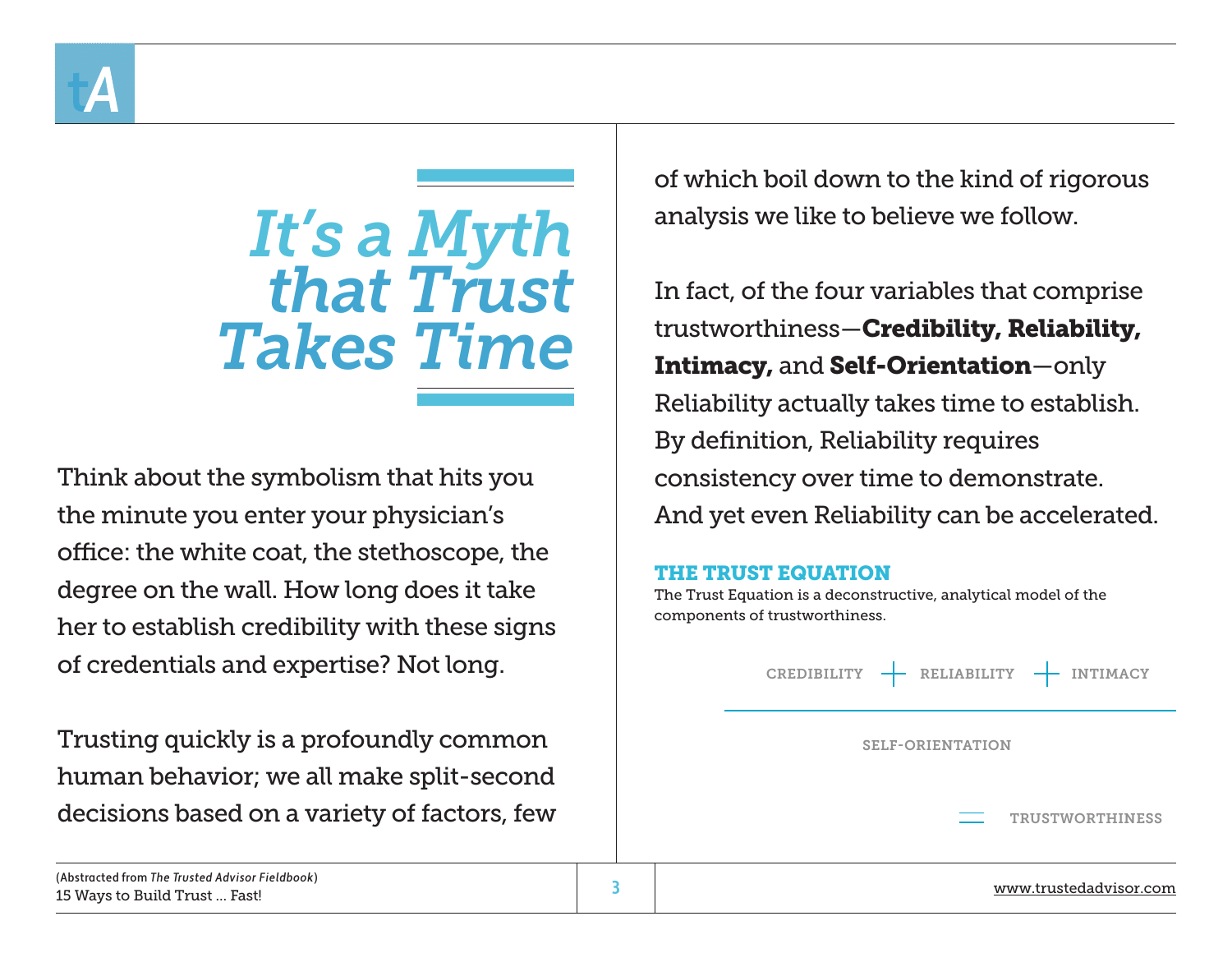# *It's a Myth that Trust Takes Time*

Think about the symbolism that hits you the minute you enter your physician's office: the white coat, the stethoscope, the degree on the wall. How long does it take her to establish credibility with these signs of credentials and expertise? Not long.

Trusting quickly is a profoundly common human behavior; we all make split-second decisions based on a variety of factors, few of which boil down to the kind of rigorous analysis we like to believe we follow.

In fact, of the four variables that comprise trustworthiness—**Credibility, Reliability, Intimacy,** and **Self-Orientation**—only Reliability actually takes time to establish. By definition, Reliability requires consistency over time to demonstrate. And yet even Reliability can be accelerated.

### THE TRUST EQUATION

The Trust Equation is a deconstructive, analytical model of the components of trustworthiness.

$$\frac{\text{CREDIBILITY} + \text{RELIABILITY} + \text{INTIMACY}}{\text{SELF-ORIENTATION}} = \text{TRUSTWORTHINESS}$$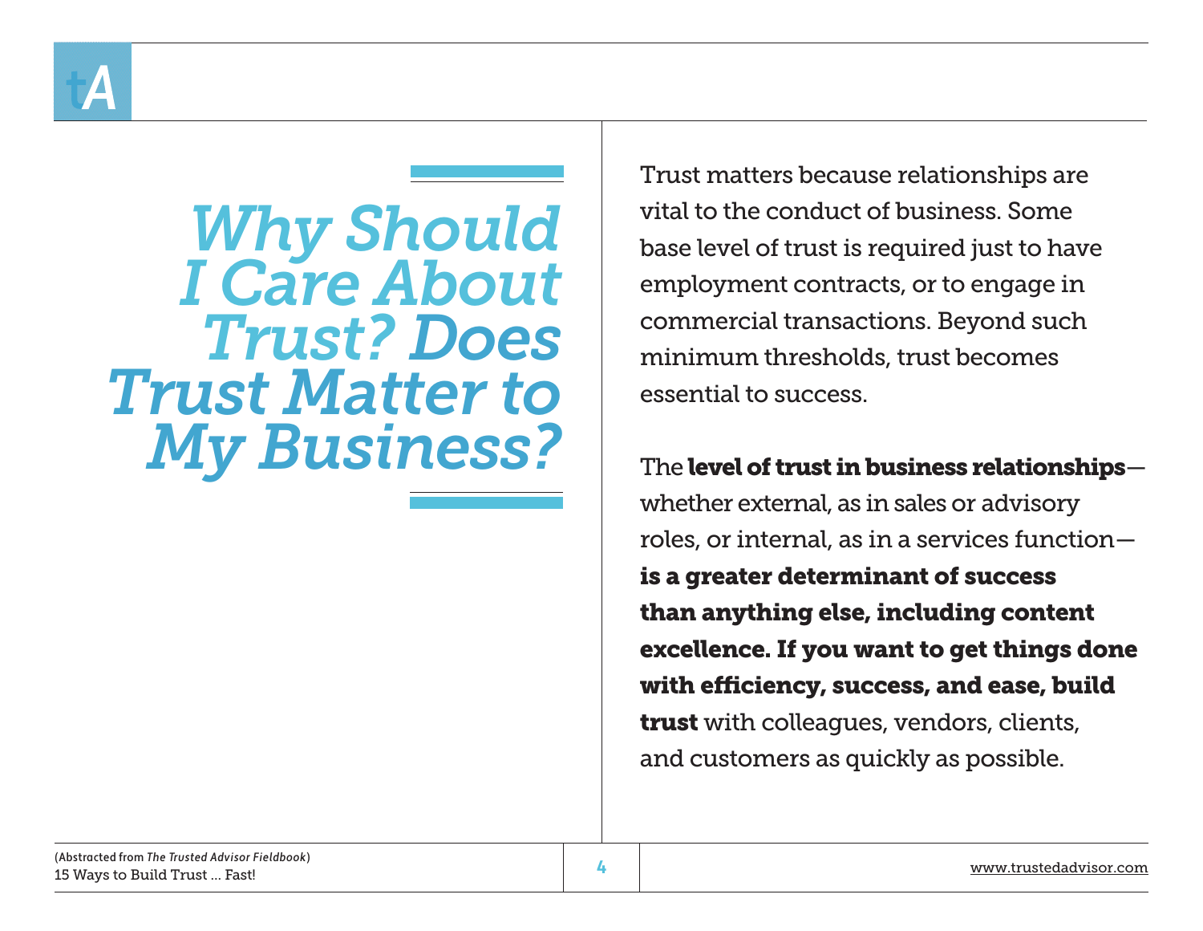# Why Should I Care About Trust? Does Trust Matter to My Business?

Trust matters because relationships are vital to the conduct of business. Some base level of trust is required just to have employment contracts, or to engage in commercial transactions. Beyond such minimum thresholds, trust becomes essential to success.

The **level of trust in business relationships**—whether external, as in sales or advisory roles, or internal, as in a services function—**is a greater determinant of success than anything else, including content excellence. If you want to get things done with efficiency, success, and ease, build trust** with colleagues, vendors, clients, and customers as quickly as possible.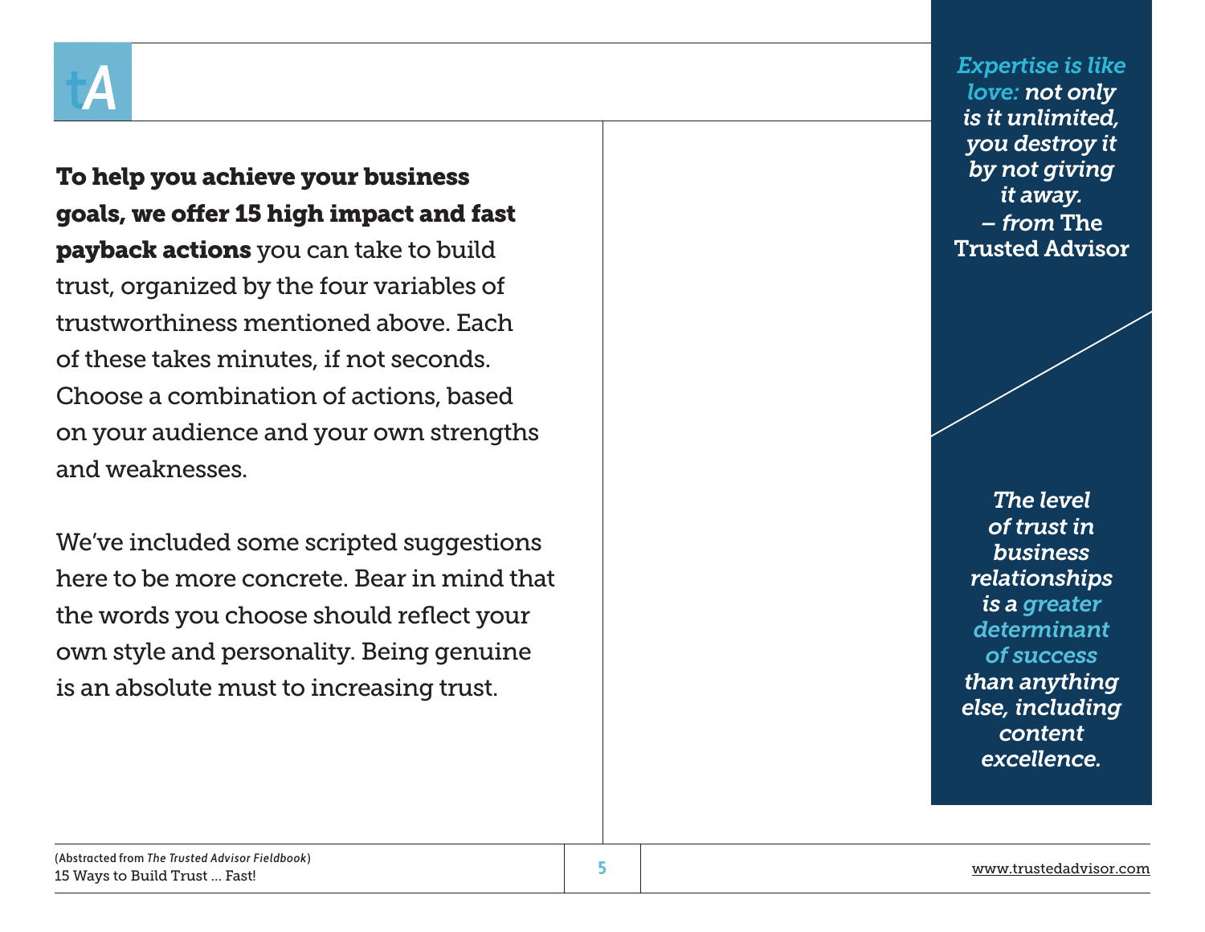**To help you achieve your business goals, we offer 15 high impact and fast payback actions** you can take to build trust, organized by the four variables of trustworthiness mentioned above. Each of these takes minutes, if not seconds. Choose a combination of actions, based on your audience and your own strengths and weaknesses.

We've included some scripted suggestions here to be more concrete. Bear in mind that the words you choose should reflect your own style and personality. Being genuine is an absolute must to increasing trust.

*Expertise is like love: not only is it unlimited, you destroy it by not giving it away.*
*– from* The Trusted Advisor

*The level of trust in business relationships is a greater determinant of success than anything else, including content excellence.*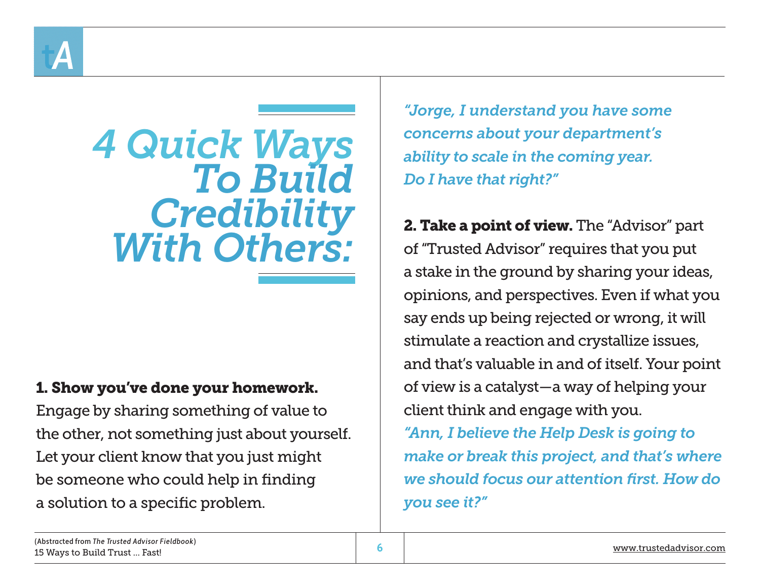# *4 Quick Ways To Build Credibility With Others:*

**1. Show you've done your homework.** Engage by sharing something of value to the other, not something just about yourself. Let your client know that you just might be someone who could help in finding a solution to a specific problem.

*"Jorge, I understand you have some concerns about your department's ability to scale in the coming year. Do I have that right?"*

**2. Take a point of view.** The "Advisor" part of "Trusted Advisor" requires that you put a stake in the ground by sharing your ideas, opinions, and perspectives. Even if what you say ends up being rejected or wrong, it will stimulate a reaction and crystallize issues, and that's valuable in and of itself. Your point of view is a catalyst—a way of helping your client think and engage with you.

*"Ann, I believe the Help Desk is going to make or break this project, and that's where we should focus our attention first. How do you see it?"*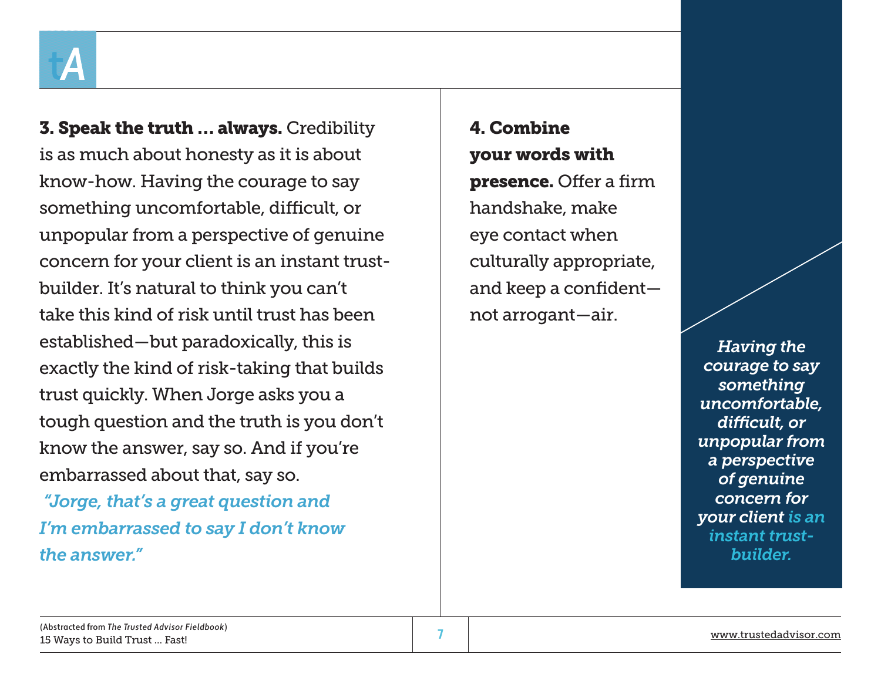**3. Speak the truth ... always.** Credibility is as much about honesty as it is about know-how. Having the courage to say something uncomfortable, difficult, or unpopular from a perspective of genuine concern for your client is an instant trust-builder. It's natural to think you can't take this kind of risk until trust has been established—but paradoxically, this is exactly the kind of risk-taking that builds trust quickly. When Jorge asks you a tough question and the truth is you don't know the answer, say so. And if you're embarrassed about that, say so.

*"Jorge, that's a great question and I'm embarrassed to say I don't know the answer."*

**4. Combine your words with presence.** Offer a firm handshake, make eye contact when culturally appropriate, and keep a confident—not arrogant—air.

*Having the courage to say something uncomfortable, difficult, or unpopular from a perspective of genuine concern for your client is an instant trust-builder.*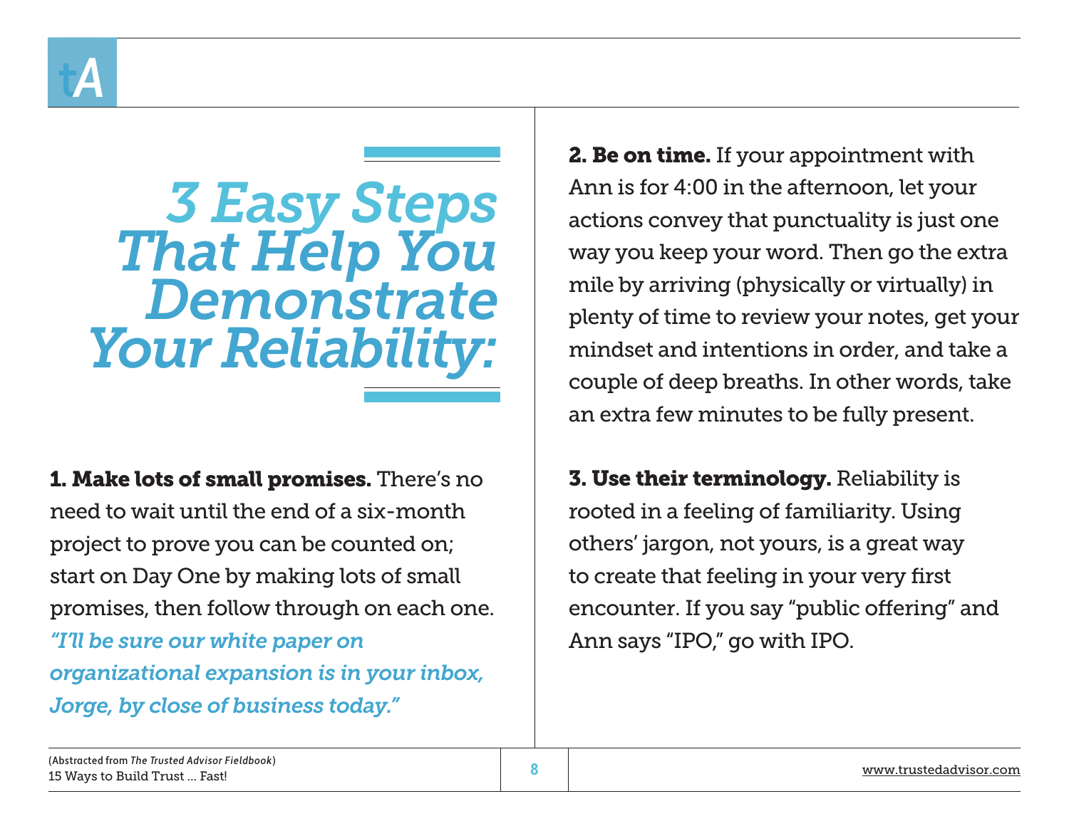# *3 Easy Steps That Help You Demonstrate Your Reliability:*

**1. Make lots of small promises.** There's no need to wait until the end of a six-month project to prove you can be counted on; start on Day One by making lots of small promises, then follow through on each one. ***"I'll be sure our white paper on organizational expansion is in your inbox, Jorge, by close of business today."***

**2. Be on time.** If your appointment with Ann is for 4:00 in the afternoon, let your actions convey that punctuality is just one way you keep your word. Then go the extra mile by arriving (physically or virtually) in plenty of time to review your notes, get your mindset and intentions in order, and take a couple of deep breaths. In other words, take an extra few minutes to be fully present.

**3. Use their terminology.** Reliability is rooted in a feeling of familiarity. Using others' jargon, not yours, is a great way to create that feeling in your very first encounter. If you say "public offering" and Ann says "IPO," go with IPO.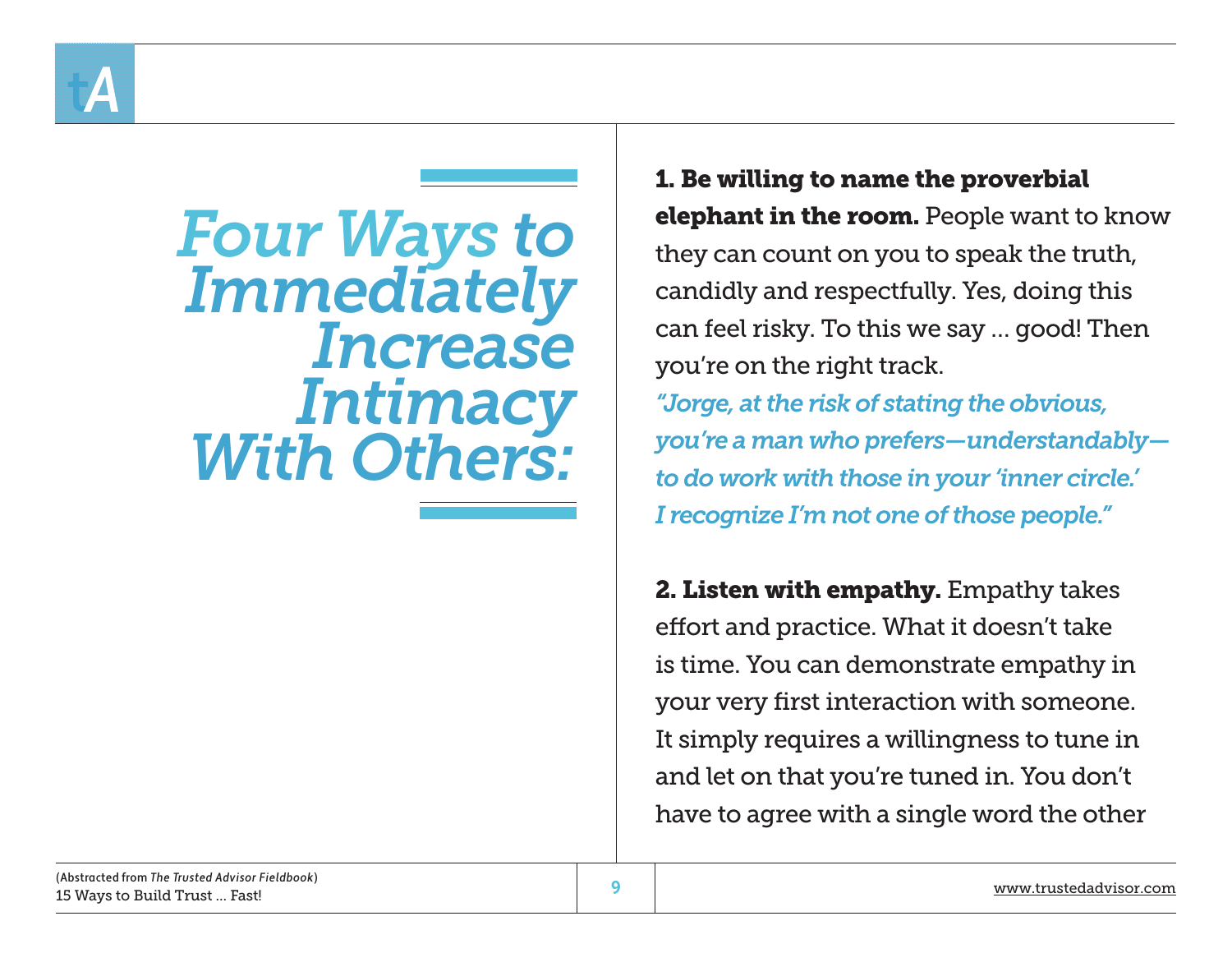# *Four Ways to Immediately Increase Intimacy With Others:*

**1. Be willing to name the proverbial elephant in the room.** People want to know they can count on you to speak the truth, candidly and respectfully. Yes, doing this can feel risky. To this we say … good! Then you're on the right track.

*"Jorge, at the risk of stating the obvious, you're a man who prefers—understandably—to do work with those in your 'inner circle.' I recognize I'm not one of those people."*

**2. Listen with empathy.** Empathy takes effort and practice. What it doesn't take is time. You can demonstrate empathy in your very first interaction with someone. It simply requires a willingness to tune in and let on that you're tuned in. You don't have to agree with a single word the other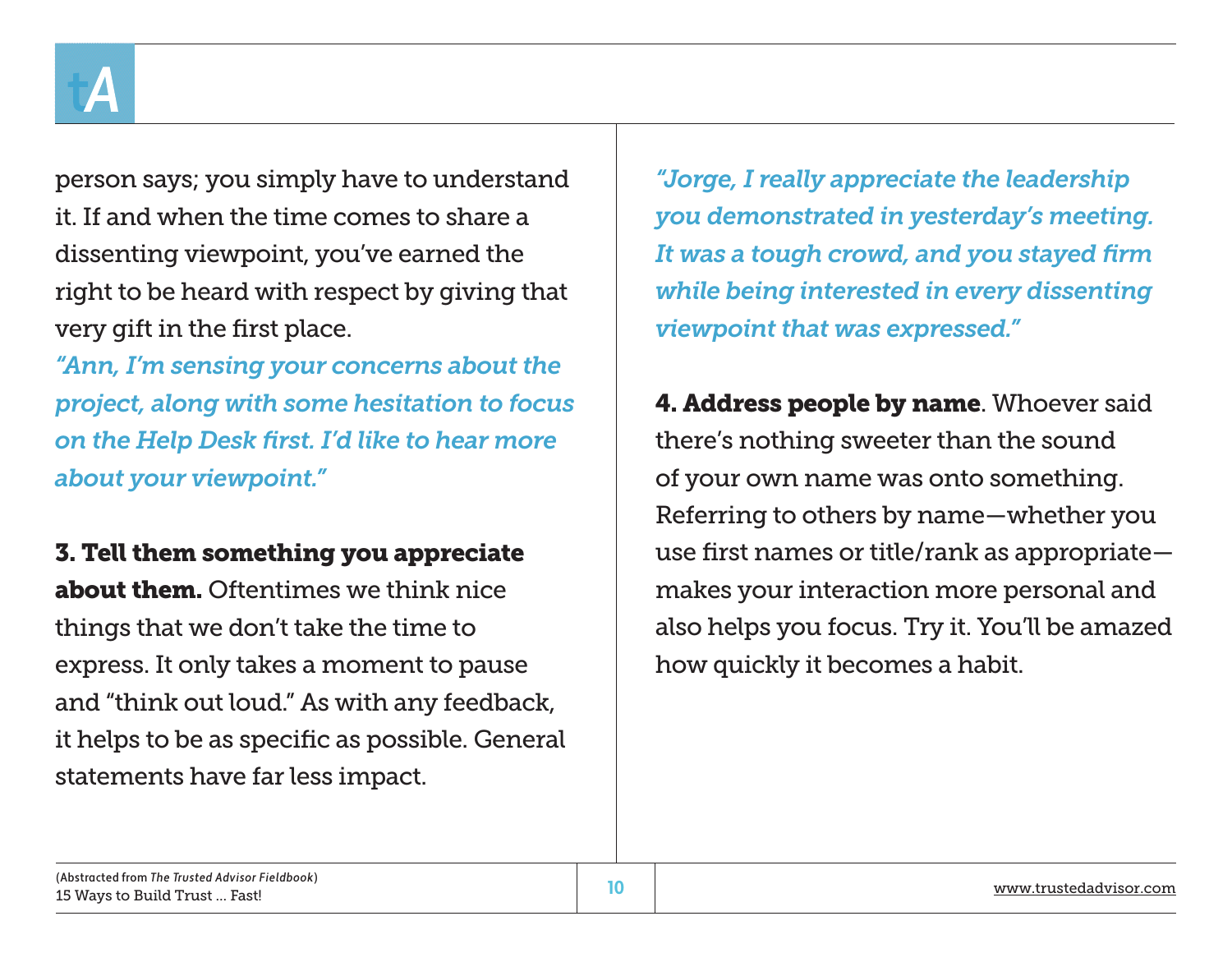person says; you simply have to understand it. If and when the time comes to share a dissenting viewpoint, you've earned the right to be heard with respect by giving that very gift in the first place.

*"Ann, I'm sensing your concerns about the project, along with some hesitation to focus on the Help Desk first. I'd like to hear more about your viewpoint."*

**3. Tell them something you appreciate about them.** Oftentimes we think nice things that we don't take the time to express. It only takes a moment to pause and "think out loud." As with any feedback, it helps to be as specific as possible. General statements have far less impact.

*"Jorge, I really appreciate the leadership you demonstrated in yesterday's meeting. It was a tough crowd, and you stayed firm while being interested in every dissenting viewpoint that was expressed."*

**4. Address people by name**. Whoever said there's nothing sweeter than the sound of your own name was onto something. Referring to others by name—whether you use first names or title/rank as appropriate—makes your interaction more personal and also helps you focus. Try it. You'll be amazed how quickly it becomes a habit.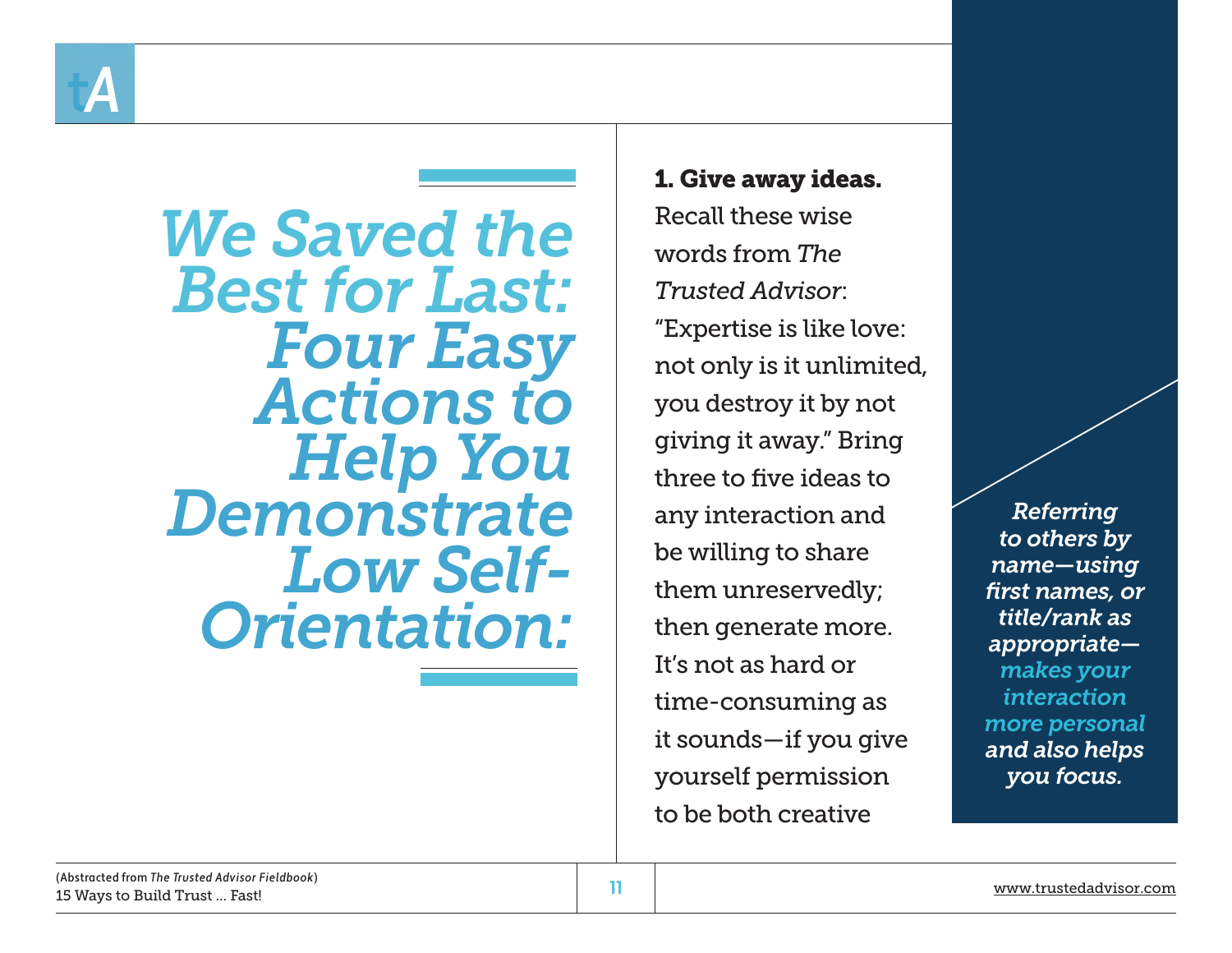# *We Saved the Best for Last: Four Easy Actions to Help You Demonstrate Low Self-Orientation:*

**1. Give away ideas.** Recall these wise words from *The Trusted Advisor*: "Expertise is like love: not only is it unlimited, you destroy it by not giving it away." Bring three to five ideas to any interaction and be willing to share them unreservedly; then generate more. It's not as hard or time-consuming as it sounds—if you give yourself permission to be both creative

*Referring to others by name—using first names, or title/rank as appropriate—makes your interaction more personal and also helps you focus.*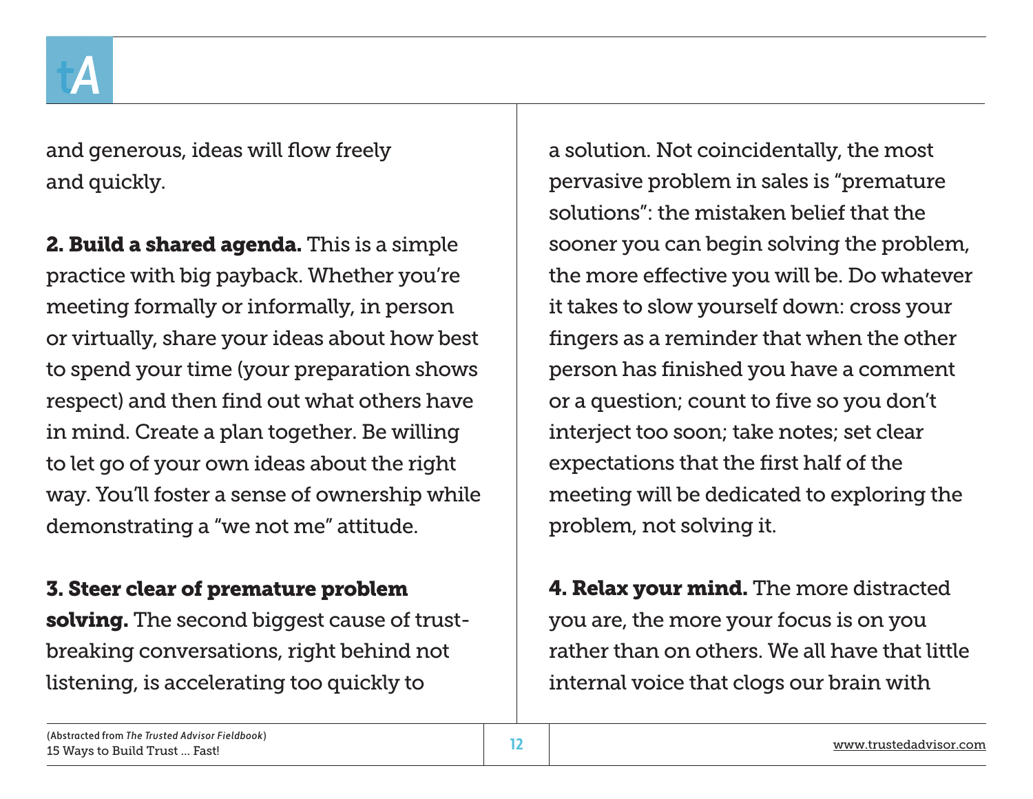and generous, ideas will flow freely and quickly.

**2. Build a shared agenda.** This is a simple practice with big payback. Whether you're meeting formally or informally, in person or virtually, share your ideas about how best to spend your time (your preparation shows respect) and then find out what others have in mind. Create a plan together. Be willing to let go of your own ideas about the right way. You'll foster a sense of ownership while demonstrating a "we not me" attitude.

**3. Steer clear of premature problem solving.** The second biggest cause of trust-breaking conversations, right behind not listening, is accelerating too quickly to a solution. Not coincidentally, the most pervasive problem in sales is "premature solutions": the mistaken belief that the sooner you can begin solving the problem, the more effective you will be. Do whatever it takes to slow yourself down: cross your fingers as a reminder that when the other person has finished you have a comment or a question; count to five so you don't interject too soon; take notes; set clear expectations that the first half of the meeting will be dedicated to exploring the problem, not solving it.

**4. Relax your mind.** The more distracted you are, the more your focus is on you rather than on others. We all have that little internal voice that clogs our brain with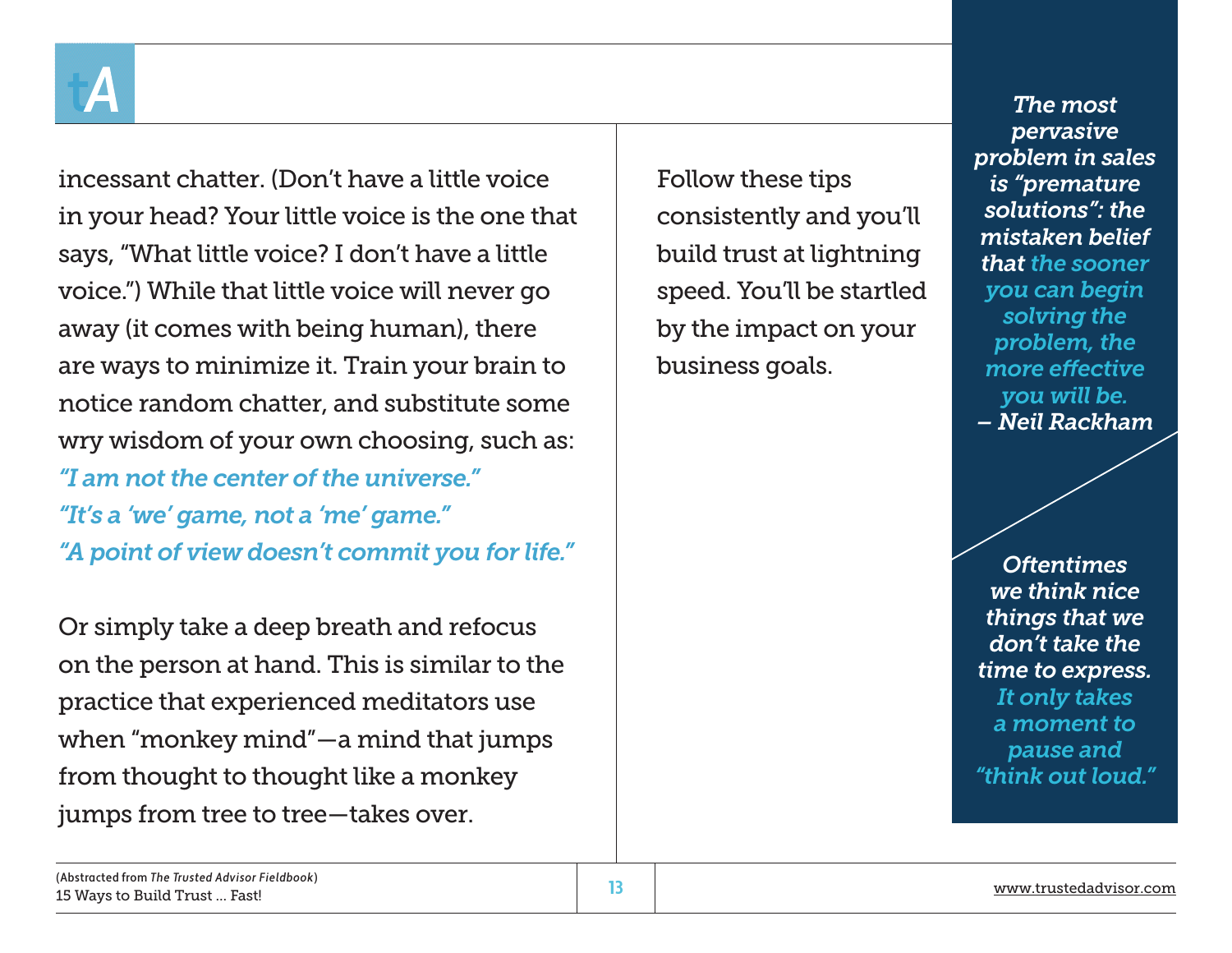incessant chatter. (Don't have a little voice in your head? Your little voice is the one that says, "What little voice? I don't have a little voice.") While that little voice will never go away (it comes with being human), there are ways to minimize it. Train your brain to notice random chatter, and substitute some wry wisdom of your own choosing, such as:

*"I am not the center of the universe."*
*"It's a 'we' game, not a 'me' game."*
*"A point of view doesn't commit you for life."*

Or simply take a deep breath and refocus on the person at hand. This is similar to the practice that experienced meditators use when "monkey mind"—a mind that jumps from thought to thought like a monkey jumps from tree to tree—takes over.

Follow these tips consistently and you'll build trust at lightning speed. You'll be startled by the impact on your business goals.

> *The most pervasive problem in sales is "premature solutions": the mistaken belief that the sooner you can begin solving the problem, the more effective you will be.*
> *– Neil Rackham*

> *Oftentimes we think nice things that we don't take the time to express. It only takes a moment to pause and "think out loud."*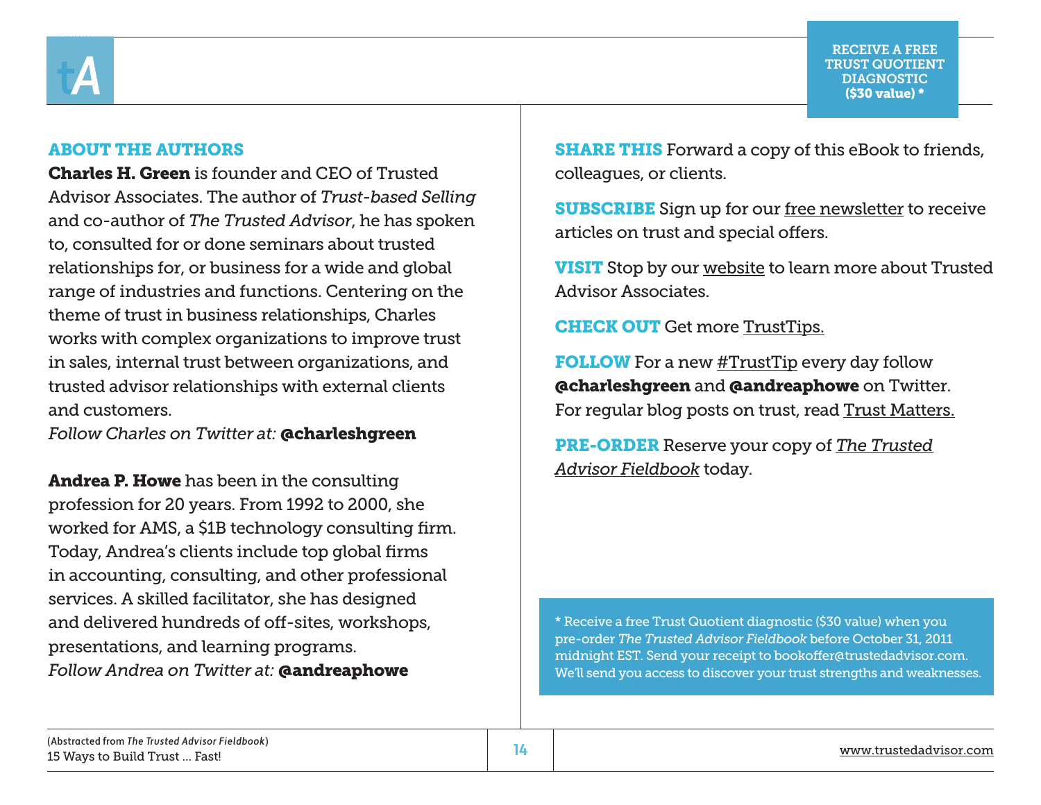RECEIVE A FREE TRUST QUOTIENT DIAGNOSTIC ($30 value) *

## ABOUT THE AUTHORS

**Charles H. Green** is founder and CEO of Trusted Advisor Associates. The author of *Trust-based Selling* and co-author of *The Trusted Advisor*, he has spoken to, consulted for or done seminars about trusted relationships for, or business for a wide and global range of industries and functions. Centering on the theme of trust in business relationships, Charles works with complex organizations to improve trust in sales, internal trust between organizations, and trusted advisor relationships with external clients and customers.
*Follow Charles on Twitter at:* **@charleshgreen**

**Andrea P. Howe** has been in the consulting profession for 20 years. From 1992 to 2000, she worked for AMS, a $1B technology consulting firm. Today, Andrea's clients include top global firms in accounting, consulting, and other professional services. A skilled facilitator, she has designed and delivered hundreds of off-sites, workshops, presentations, and learning programs.
*Follow Andrea on Twitter at:* **@andreaphowe**

**SHARE THIS** Forward a copy of this eBook to friends, colleagues, or clients.

**SUBSCRIBE** Sign up for our free newsletter to receive articles on trust and special offers.

**VISIT** Stop by our website to learn more about Trusted Advisor Associates.

**CHECK OUT** Get more TrustTips.

**FOLLOW** For a new #TrustTip every day follow **@charleshgreen** and **@andreaphowe** on Twitter. For regular blog posts on trust, read Trust Matters.

**PRE-ORDER** Reserve your copy of *The Trusted Advisor Fieldbook* today.

* Receive a free Trust Quotient diagnostic ($30 value) when you pre-order *The Trusted Advisor Fieldbook* before October 31, 2011 midnight EST. Send your receipt to bookoffer@trustedadvisor.com. We'll send you access to discover your trust strengths and weaknesses.